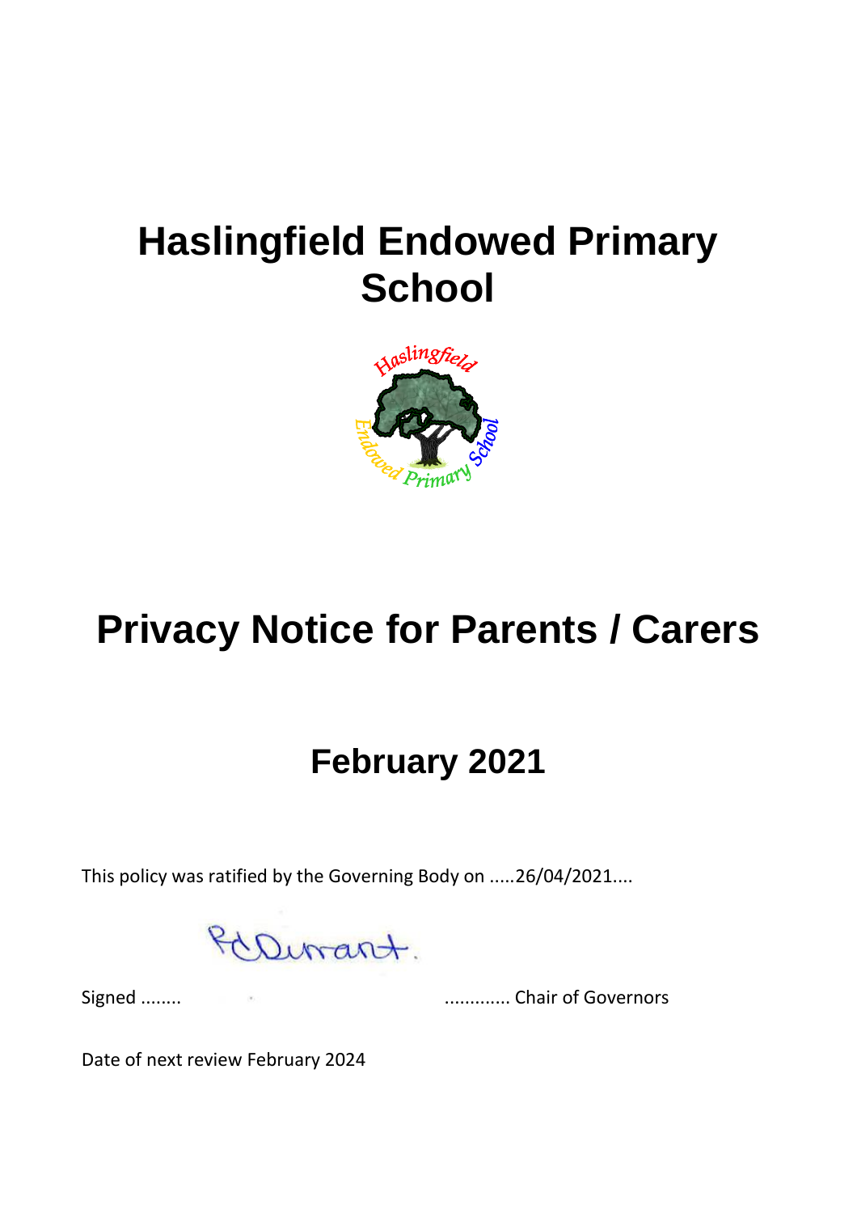# Haslingfield Endowed Primary School

# Privacy Notice for Parents / Carers

## February 2021

This policy was ratified by the Governing Body on .....26/04/2021....

Signed ........ ............. Chair of Governors

Date of next review February 2024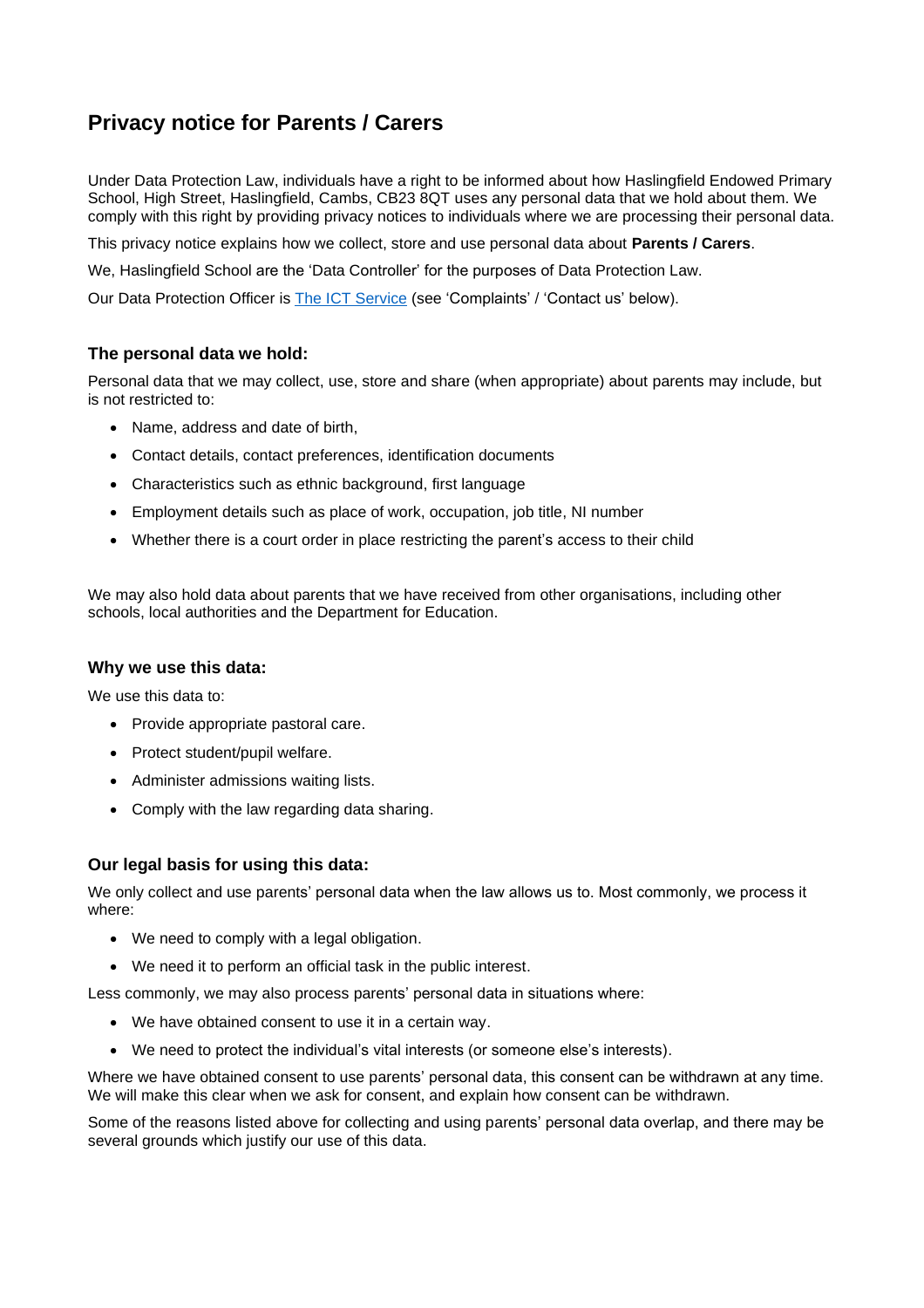## Privacy notice for Parents / Carers

Under Data Protection Law, individuals have a right to be informed about how Haslingfield Endowed Primary School, High Street, Haslingfield, Cambs, CB23 8QT uses any personal data that we hold about them. We comply with this right by providing privacy notices to individuals where we are processing their personal data.

This privacy notice explains how we collect, store and use personal data about **Parents / Carers**.

We, Haslingfield School are the 'Data Controller' for the purposes of Data Protection Law.

Our Data Protection Officer is [The ICT Service] (see 'Complaints' / 'Contact us' below).

### The personal data we hold:

Personal data that we may collect, use, store and share (when appropriate) about parents may include, but is not restricted to:

- Name, address and date of birth,
- Contact details, contact preferences, identification documents
- Characteristics such as ethnic background, first language
- Employment details such as place of work, occupation, job title, NI number
- Whether there is a court order in place restricting the parent's access to their child

We may also hold data about parents that we have received from other organisations, including other schools, local authorities and the Department for Education.

### Why we use this data:

We use this data to:

- Provide appropriate pastoral care.
- Protect student/pupil welfare.
- Administer admissions waiting lists.
- Comply with the law regarding data sharing.

### Our legal basis for using this data:

We only collect and use parents' personal data when the law allows us to. Most commonly, we process it where:

- We need to comply with a legal obligation.
- We need it to perform an official task in the public interest.

Less commonly, we may also process parents' personal data in situations where:

- We have obtained consent to use it in a certain way.
- We need to protect the individual's vital interests (or someone else's interests).

Where we have obtained consent to use parents' personal data, this consent can be withdrawn at any time. We will make this clear when we ask for consent, and explain how consent can be withdrawn.

Some of the reasons listed above for collecting and using parents' personal data overlap, and there may be several grounds which justify our use of this data.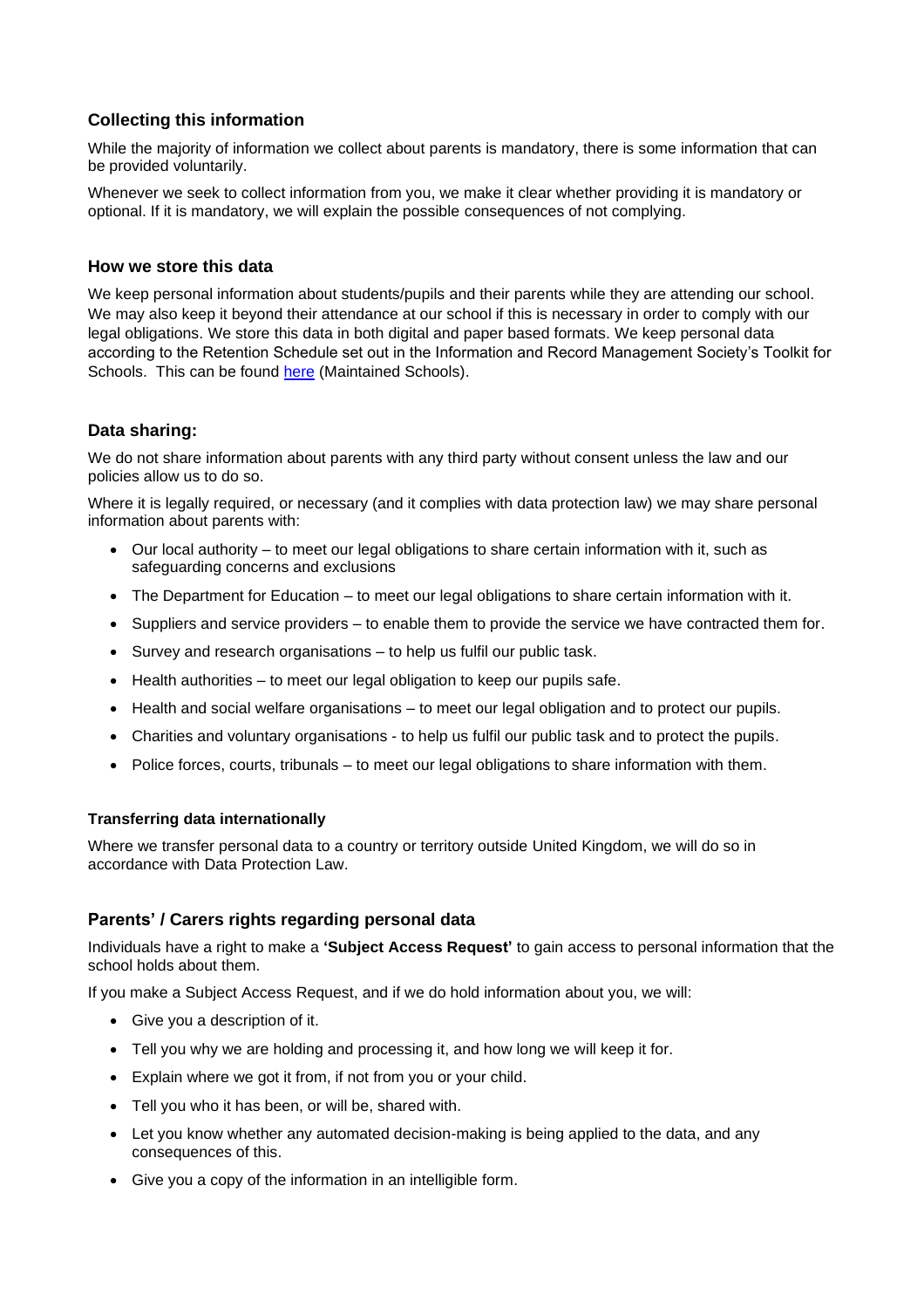## Collecting this information

While the majority of information we collect about parents is mandatory, there is some information that can be provided voluntarily.

Whenever we seek to collect information from you, we make it clear whether providing it is mandatory or optional. If it is mandatory, we will explain the possible consequences of not complying.

## How we store this data

We keep personal information about students/pupils and their parents while they are attending our school. We may also keep it beyond their attendance at our school if this is necessary in order to comply with our legal obligations. We store this data in both digital and paper based formats. We keep personal data according to the Retention Schedule set out in the Information and Record Management Society's Toolkit for Schools. This can be found [here](#) (Maintained Schools).

## Data sharing:

We do not share information about parents with any third party without consent unless the law and our policies allow us to do so.

Where it is legally required, or necessary (and it complies with data protection law) we may share personal information about parents with:

- Our local authority – to meet our legal obligations to share certain information with it, such as safeguarding concerns and exclusions
- The Department for Education – to meet our legal obligations to share certain information with it.
- Suppliers and service providers – to enable them to provide the service we have contracted them for.
- Survey and research organisations – to help us fulfil our public task.
- Health authorities – to meet our legal obligation to keep our pupils safe.
- Health and social welfare organisations – to meet our legal obligation and to protect our pupils.
- Charities and voluntary organisations - to help us fulfil our public task and to protect the pupils.
- Police forces, courts, tribunals – to meet our legal obligations to share information with them.

### Transferring data internationally

Where we transfer personal data to a country or territory outside United Kingdom, we will do so in accordance with Data Protection Law.

## Parents' / Carers rights regarding personal data

Individuals have a right to make a **'Subject Access Request'** to gain access to personal information that the school holds about them.

If you make a Subject Access Request, and if we do hold information about you, we will:

- Give you a description of it.
- Tell you why we are holding and processing it, and how long we will keep it for.
- Explain where we got it from, if not from you or your child.
- Tell you who it has been, or will be, shared with.
- Let you know whether any automated decision-making is being applied to the data, and any consequences of this.
- Give you a copy of the information in an intelligible form.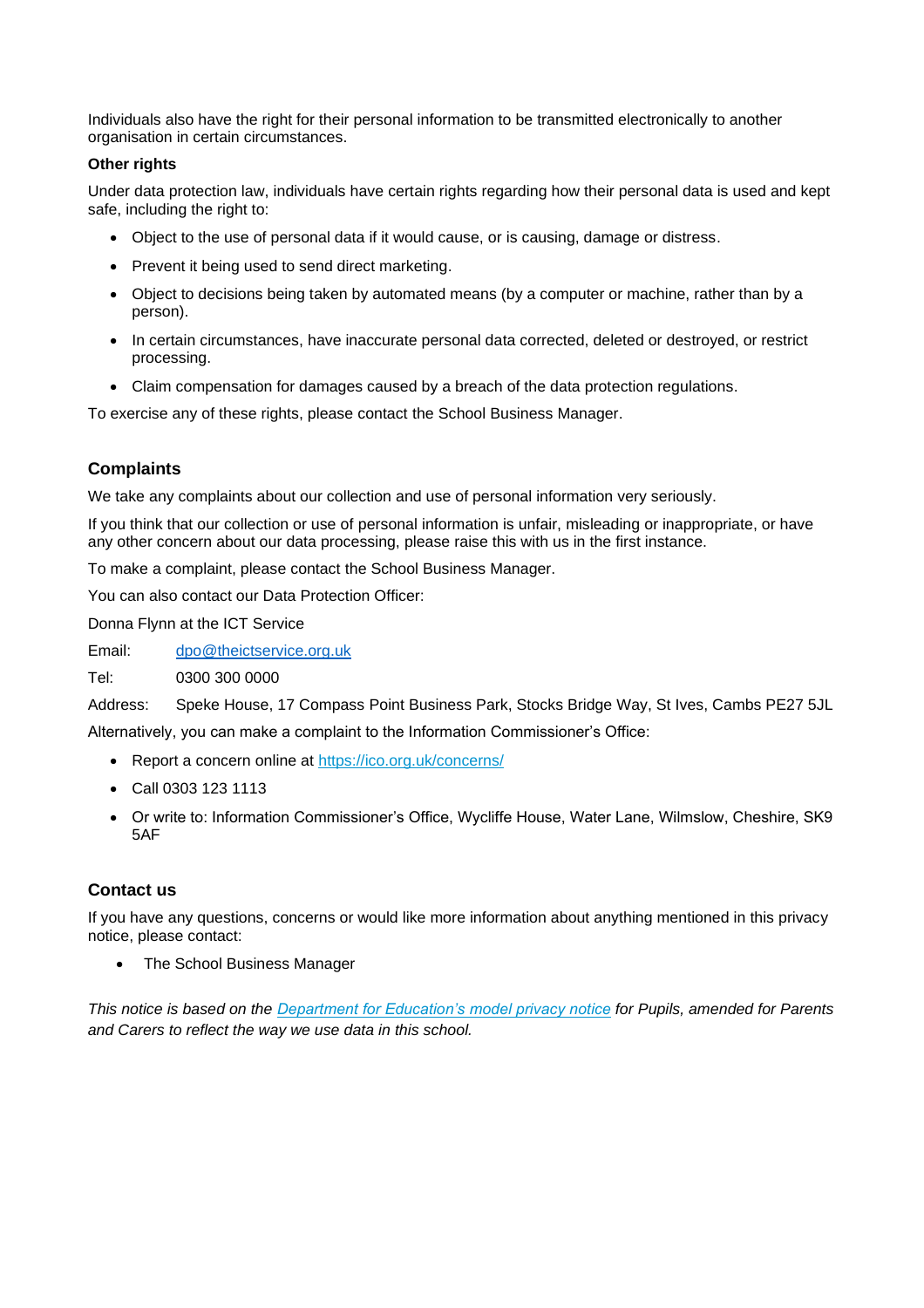Individuals also have the right for their personal information to be transmitted electronically to another organisation in certain circumstances.

**Other rights**

Under data protection law, individuals have certain rights regarding how their personal data is used and kept safe, including the right to:

- Object to the use of personal data if it would cause, or is causing, damage or distress.
- Prevent it being used to send direct marketing.
- Object to decisions being taken by automated means (by a computer or machine, rather than by a person).
- In certain circumstances, have inaccurate personal data corrected, deleted or destroyed, or restrict processing.
- Claim compensation for damages caused by a breach of the data protection regulations.

To exercise any of these rights, please contact the School Business Manager.

## Complaints

We take any complaints about our collection and use of personal information very seriously.

If you think that our collection or use of personal information is unfair, misleading or inappropriate, or have any other concern about our data processing, please raise this with us in the first instance.

To make a complaint, please contact the School Business Manager.

You can also contact our Data Protection Officer:

Donna Flynn at the ICT Service

Email: dpo@theictservice.org.uk

Tel: 0300 300 0000

Address: Speke House, 17 Compass Point Business Park, Stocks Bridge Way, St Ives, Cambs PE27 5JL

Alternatively, you can make a complaint to the Information Commissioner's Office:

- Report a concern online at https://ico.org.uk/concerns/
- Call 0303 123 1113
- Or write to: Information Commissioner's Office, Wycliffe House, Water Lane, Wilmslow, Cheshire, SK9 5AF

## Contact us

If you have any questions, concerns or would like more information about anything mentioned in this privacy notice, please contact:

- The School Business Manager

*This notice is based on the Department for Education's model privacy notice for Pupils, amended for Parents and Carers to reflect the way we use data in this school.*